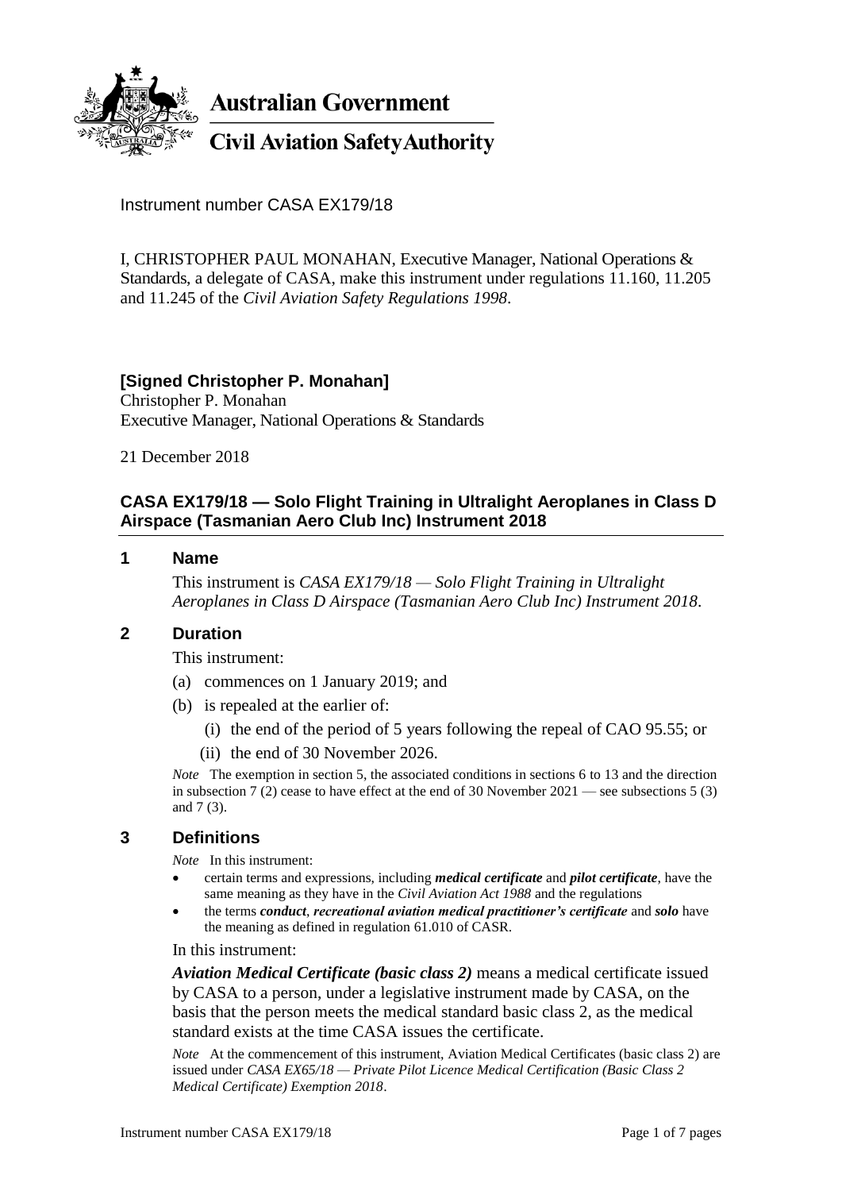**Australian Government**

**Civil Aviation Safety Authority**

Instrument number CASA EX179/18

I, CHRISTOPHER PAUL MONAHAN, Executive Manager, National Operations & Standards, a delegate of CASA, make this instrument under regulations 11.160, 11.205 and 11.245 of the *Civil Aviation Safety Regulations 1998*.

**[Signed Christopher P. Monahan]**
Christopher P. Monahan
Executive Manager, National Operations & Standards

21 December 2018

## CASA EX179/18 — Solo Flight Training in Ultralight Aeroplanes in Class D Airspace (Tasmanian Aero Club Inc) Instrument 2018

### 1 Name

This instrument is *CASA EX179/18 — Solo Flight Training in Ultralight Aeroplanes in Class D Airspace (Tasmanian Aero Club Inc) Instrument 2018*.

### 2 Duration

This instrument:

(a) commences on 1 January 2019; and

(b) is repealed at the earlier of:

(i) the end of the period of 5 years following the repeal of CAO 95.55; or

(ii) the end of 30 November 2026.

*Note* The exemption in section 5, the associated conditions in sections 6 to 13 and the direction in subsection 7 (2) cease to have effect at the end of 30 November 2021 — see subsections 5 (3) and 7 (3).

### 3 Definitions

*Note* In this instrument:

- certain terms and expressions, including ***medical certificate*** and ***pilot certificate***, have the same meaning as they have in the *Civil Aviation Act 1988* and the regulations
- the terms ***conduct***, ***recreational aviation medical practitioner's certificate*** and ***solo*** have the meaning as defined in regulation 61.010 of CASR.

In this instrument:

***Aviation Medical Certificate (basic class 2)*** means a medical certificate issued by CASA to a person, under a legislative instrument made by CASA, on the basis that the person meets the medical standard basic class 2, as the medical standard exists at the time CASA issues the certificate.

*Note* At the commencement of this instrument, Aviation Medical Certificates (basic class 2) are issued under *CASA EX65/18 — Private Pilot Licence Medical Certification (Basic Class 2 Medical Certificate) Exemption 2018*.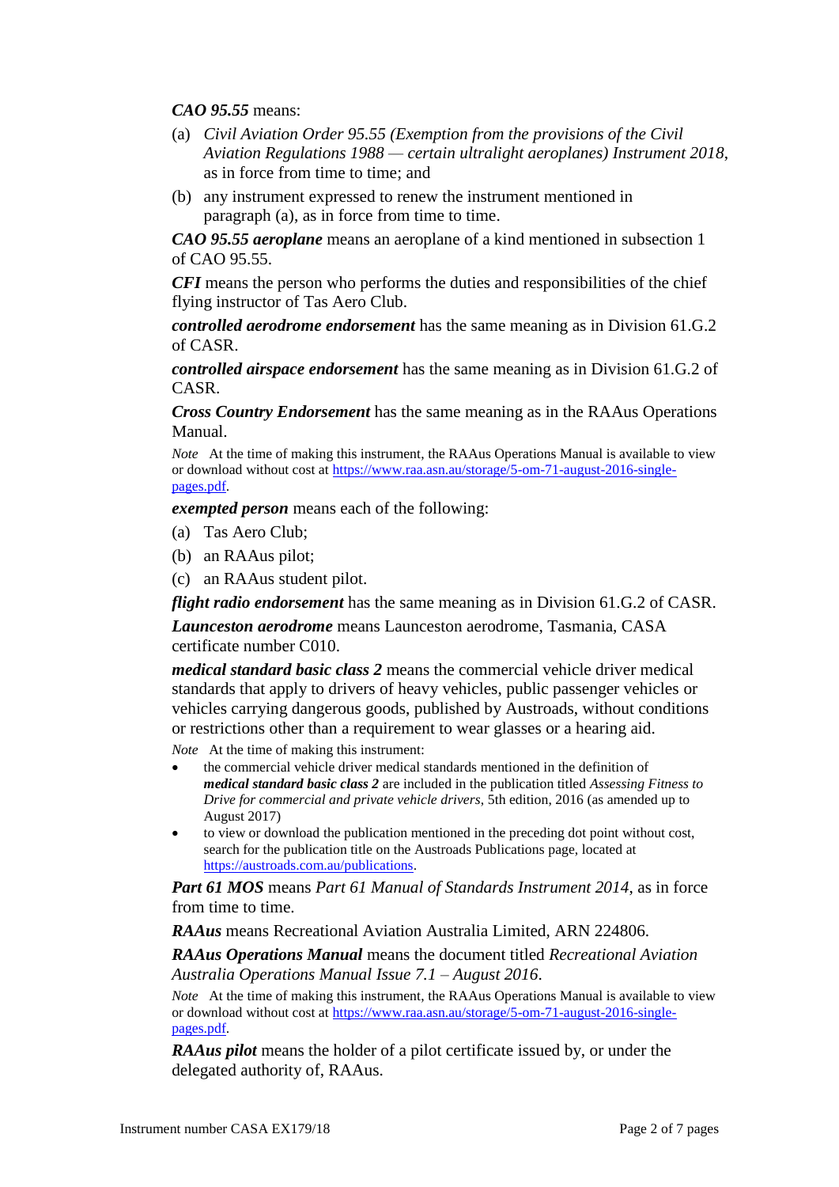***CAO 95.55*** means:

(a) *Civil Aviation Order 95.55 (Exemption from the provisions of the Civil Aviation Regulations 1988 — certain ultralight aeroplanes) Instrument 2018*, as in force from time to time; and

(b) any instrument expressed to renew the instrument mentioned in paragraph (a), as in force from time to time.

***CAO 95.55 aeroplane*** means an aeroplane of a kind mentioned in subsection 1 of CAO 95.55.

***CFI*** means the person who performs the duties and responsibilities of the chief flying instructor of Tas Aero Club.

***controlled aerodrome endorsement*** has the same meaning as in Division 61.G.2 of CASR.

***controlled airspace endorsement*** has the same meaning as in Division 61.G.2 of CASR.

***Cross Country Endorsement*** has the same meaning as in the RAAus Operations Manual.

*Note* At the time of making this instrument, the RAAus Operations Manual is available to view or download without cost at https://www.raa.asn.au/storage/5-om-71-august-2016-single-pages.pdf.

***exempted person*** means each of the following:

(a) Tas Aero Club;

(b) an RAAus pilot;

(c) an RAAus student pilot.

***flight radio endorsement*** has the same meaning as in Division 61.G.2 of CASR.

***Launceston aerodrome*** means Launceston aerodrome, Tasmania, CASA certificate number C010.

***medical standard basic class 2*** means the commercial vehicle driver medical standards that apply to drivers of heavy vehicles, public passenger vehicles or vehicles carrying dangerous goods, published by Austroads, without conditions or restrictions other than a requirement to wear glasses or a hearing aid.

*Note* At the time of making this instrument:

- the commercial vehicle driver medical standards mentioned in the definition of ***medical standard basic class 2*** are included in the publication titled *Assessing Fitness to Drive for commercial and private vehicle drivers*, 5th edition, 2016 (as amended up to August 2017)
- to view or download the publication mentioned in the preceding dot point without cost, search for the publication title on the Austroads Publications page, located at https://austroads.com.au/publications.

***Part 61 MOS*** means *Part 61 Manual of Standards Instrument 2014*, as in force from time to time.

***RAAus*** means Recreational Aviation Australia Limited, ARN 224806.

***RAAus Operations Manual*** means the document titled *Recreational Aviation Australia Operations Manual Issue 7.1 – August 2016*.

*Note* At the time of making this instrument, the RAAus Operations Manual is available to view or download without cost at https://www.raa.asn.au/storage/5-om-71-august-2016-single-pages.pdf.

***RAAus pilot*** means the holder of a pilot certificate issued by, or under the delegated authority of, RAAus.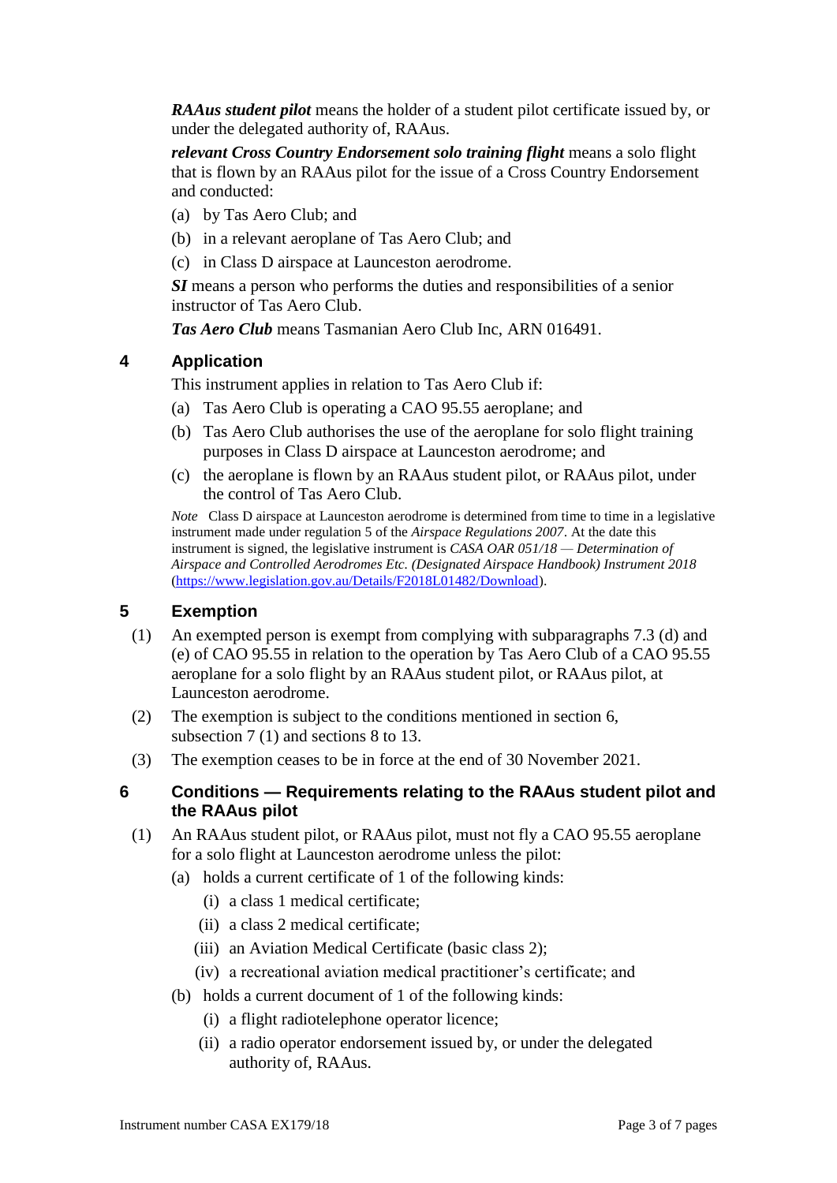***RAAus student pilot*** means the holder of a student pilot certificate issued by, or under the delegated authority of, RAAus.

***relevant Cross Country Endorsement solo training flight*** means a solo flight that is flown by an RAAus pilot for the issue of a Cross Country Endorsement and conducted:

(a) by Tas Aero Club; and

(b) in a relevant aeroplane of Tas Aero Club; and

(c) in Class D airspace at Launceston aerodrome.

***SI*** means a person who performs the duties and responsibilities of a senior instructor of Tas Aero Club.

***Tas Aero Club*** means Tasmanian Aero Club Inc, ARN 016491.

## 4 Application

This instrument applies in relation to Tas Aero Club if:

(a) Tas Aero Club is operating a CAO 95.55 aeroplane; and

(b) Tas Aero Club authorises the use of the aeroplane for solo flight training purposes in Class D airspace at Launceston aerodrome; and

(c) the aeroplane is flown by an RAAus student pilot, or RAAus pilot, under the control of Tas Aero Club.

*Note* Class D airspace at Launceston aerodrome is determined from time to time in a legislative instrument made under regulation 5 of the *Airspace Regulations 2007*. At the date this instrument is signed, the legislative instrument is *CASA OAR 051/18 — Determination of Airspace and Controlled Aerodromes Etc. (Designated Airspace Handbook) Instrument 2018* (https://www.legislation.gov.au/Details/F2018L01482/Download).

## 5 Exemption

(1) An exempted person is exempt from complying with subparagraphs 7.3 (d) and (e) of CAO 95.55 in relation to the operation by Tas Aero Club of a CAO 95.55 aeroplane for a solo flight by an RAAus student pilot, or RAAus pilot, at Launceston aerodrome.

(2) The exemption is subject to the conditions mentioned in section 6, subsection 7 (1) and sections 8 to 13.

(3) The exemption ceases to be in force at the end of 30 November 2021.

## 6 Conditions — Requirements relating to the RAAus student pilot and the RAAus pilot

(1) An RAAus student pilot, or RAAus pilot, must not fly a CAO 95.55 aeroplane for a solo flight at Launceston aerodrome unless the pilot:

(a) holds a current certificate of 1 of the following kinds:

(i) a class 1 medical certificate;

(ii) a class 2 medical certificate;

(iii) an Aviation Medical Certificate (basic class 2);

(iv) a recreational aviation medical practitioner's certificate; and

(b) holds a current document of 1 of the following kinds:

(i) a flight radiotelephone operator licence;

(ii) a radio operator endorsement issued by, or under the delegated authority of, RAAus.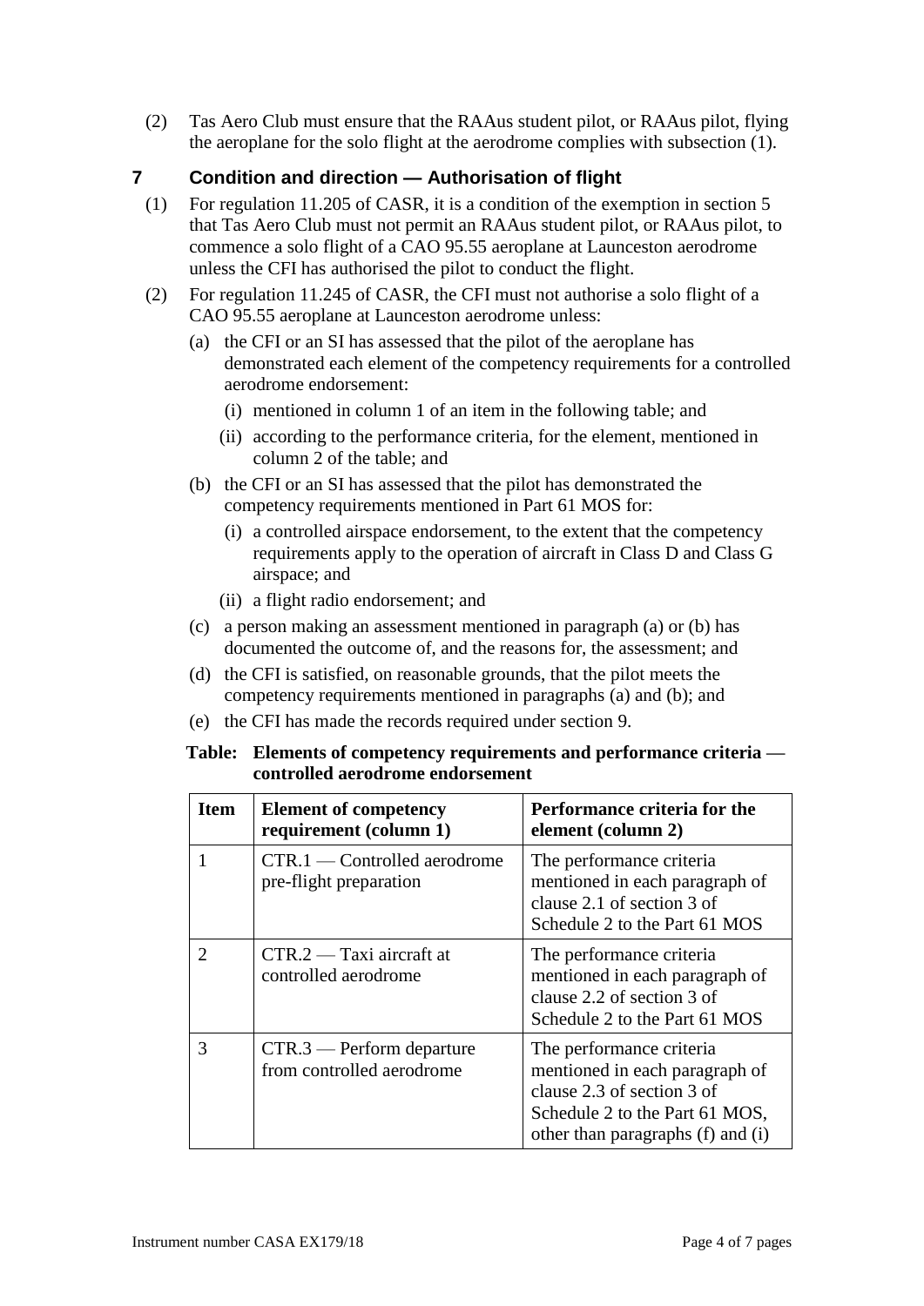(2) Tas Aero Club must ensure that the RAAus student pilot, or RAAus pilot, flying the aeroplane for the solo flight at the aerodrome complies with subsection (1).

## 7 Condition and direction — Authorisation of flight

(1) For regulation 11.205 of CASR, it is a condition of the exemption in section 5 that Tas Aero Club must not permit an RAAus student pilot, or RAAus pilot, to commence a solo flight of a CAO 95.55 aeroplane at Launceston aerodrome unless the CFI has authorised the pilot to conduct the flight.

(2) For regulation 11.245 of CASR, the CFI must not authorise a solo flight of a CAO 95.55 aeroplane at Launceston aerodrome unless:

- (a) the CFI or an SI has assessed that the pilot of the aeroplane has demonstrated each element of the competency requirements for a controlled aerodrome endorsement:
  - (i) mentioned in column 1 of an item in the following table; and
  - (ii) according to the performance criteria, for the element, mentioned in column 2 of the table; and
- (b) the CFI or an SI has assessed that the pilot has demonstrated the competency requirements mentioned in Part 61 MOS for:
  - (i) a controlled airspace endorsement, to the extent that the competency requirements apply to the operation of aircraft in Class D and Class G airspace; and
  - (ii) a flight radio endorsement; and
- (c) a person making an assessment mentioned in paragraph (a) or (b) has documented the outcome of, and the reasons for, the assessment; and
- (d) the CFI is satisfied, on reasonable grounds, that the pilot meets the competency requirements mentioned in paragraphs (a) and (b); and
- (e) the CFI has made the records required under section 9.

**Table: Elements of competency requirements and performance criteria — controlled aerodrome endorsement**

| Item | Element of competency requirement (column 1) | Performance criteria for the element (column 2) |
|---|---|---|
| 1 | CTR.1 — Controlled aerodrome pre-flight preparation | The performance criteria mentioned in each paragraph of clause 2.1 of section 3 of Schedule 2 to the Part 61 MOS |
| 2 | CTR.2 — Taxi aircraft at controlled aerodrome | The performance criteria mentioned in each paragraph of clause 2.2 of section 3 of Schedule 2 to the Part 61 MOS |
| 3 | CTR.3 — Perform departure from controlled aerodrome | The performance criteria mentioned in each paragraph of clause 2.3 of section 3 of Schedule 2 to the Part 61 MOS, other than paragraphs (f) and (i) |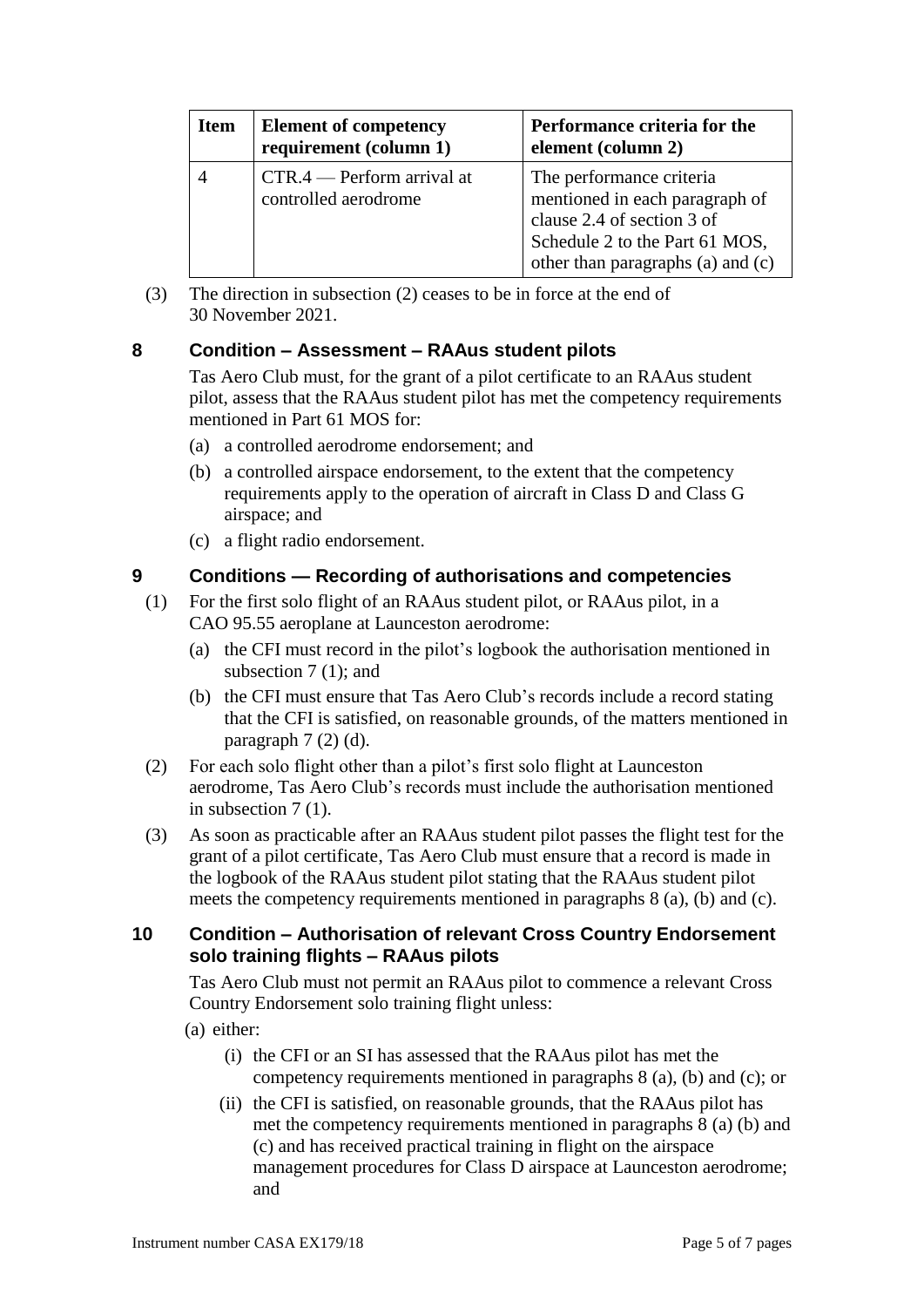| Item | Element of competency requirement (column 1) | Performance criteria for the element (column 2) |
|---|---|---|
| 4 | CTR.4 — Perform arrival at controlled aerodrome | The performance criteria mentioned in each paragraph of clause 2.4 of section 3 of Schedule 2 to the Part 61 MOS, other than paragraphs (a) and (c) |

(3) The direction in subsection (2) ceases to be in force at the end of 30 November 2021.

## 8 Condition – Assessment – RAAus student pilots

Tas Aero Club must, for the grant of a pilot certificate to an RAAus student pilot, assess that the RAAus student pilot has met the competency requirements mentioned in Part 61 MOS for:

(a) a controlled aerodrome endorsement; and

(b) a controlled airspace endorsement, to the extent that the competency requirements apply to the operation of aircraft in Class D and Class G airspace; and

(c) a flight radio endorsement.

## 9 Conditions — Recording of authorisations and competencies

(1) For the first solo flight of an RAAus student pilot, or RAAus pilot, in a CAO 95.55 aeroplane at Launceston aerodrome:

(a) the CFI must record in the pilot's logbook the authorisation mentioned in subsection 7 (1); and

(b) the CFI must ensure that Tas Aero Club's records include a record stating that the CFI is satisfied, on reasonable grounds, of the matters mentioned in paragraph 7 (2) (d).

(2) For each solo flight other than a pilot's first solo flight at Launceston aerodrome, Tas Aero Club's records must include the authorisation mentioned in subsection 7 (1).

(3) As soon as practicable after an RAAus student pilot passes the flight test for the grant of a pilot certificate, Tas Aero Club must ensure that a record is made in the logbook of the RAAus student pilot stating that the RAAus student pilot meets the competency requirements mentioned in paragraphs 8 (a), (b) and (c).

## 10 Condition – Authorisation of relevant Cross Country Endorsement solo training flights – RAAus pilots

Tas Aero Club must not permit an RAAus pilot to commence a relevant Cross Country Endorsement solo training flight unless:

(a) either:

(i) the CFI or an SI has assessed that the RAAus pilot has met the competency requirements mentioned in paragraphs 8 (a), (b) and (c); or

(ii) the CFI is satisfied, on reasonable grounds, that the RAAus pilot has met the competency requirements mentioned in paragraphs 8 (a) (b) and (c) and has received practical training in flight on the airspace management procedures for Class D airspace at Launceston aerodrome; and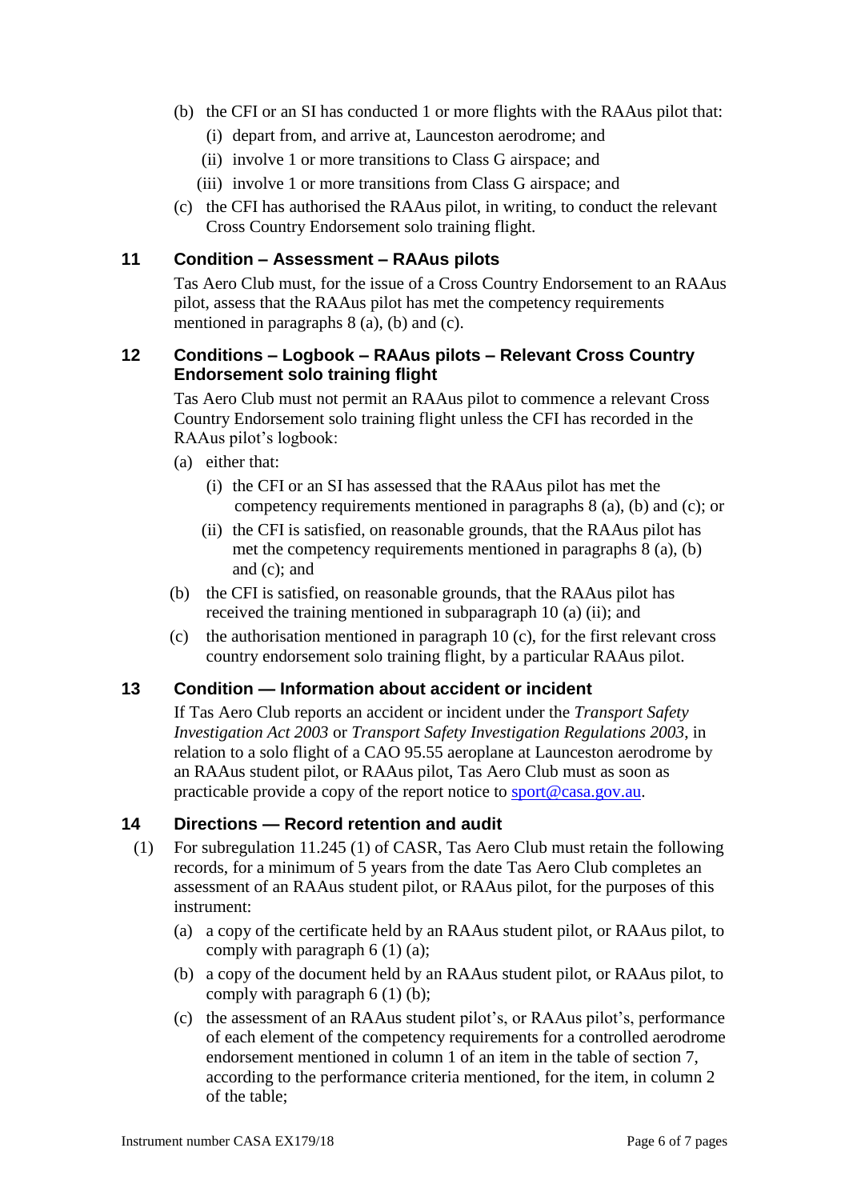(b) the CFI or an SI has conducted 1 or more flights with the RAAus pilot that:

   (i) depart from, and arrive at, Launceston aerodrome; and

   (ii) involve 1 or more transitions to Class G airspace; and

   (iii) involve 1 or more transitions from Class G airspace; and

(c) the CFI has authorised the RAAus pilot, in writing, to conduct the relevant Cross Country Endorsement solo training flight.

## 11 Condition – Assessment – RAAus pilots

Tas Aero Club must, for the issue of a Cross Country Endorsement to an RAAus pilot, assess that the RAAus pilot has met the competency requirements mentioned in paragraphs 8 (a), (b) and (c).

## 12 Conditions – Logbook – RAAus pilots – Relevant Cross Country Endorsement solo training flight

Tas Aero Club must not permit an RAAus pilot to commence a relevant Cross Country Endorsement solo training flight unless the CFI has recorded in the RAAus pilot's logbook:

(a) either that:

   (i) the CFI or an SI has assessed that the RAAus pilot has met the competency requirements mentioned in paragraphs 8 (a), (b) and (c); or

   (ii) the CFI is satisfied, on reasonable grounds, that the RAAus pilot has met the competency requirements mentioned in paragraphs 8 (a), (b) and (c); and

(b) the CFI is satisfied, on reasonable grounds, that the RAAus pilot has received the training mentioned in subparagraph 10 (a) (ii); and

(c) the authorisation mentioned in paragraph 10 (c), for the first relevant cross country endorsement solo training flight, by a particular RAAus pilot.

## 13 Condition — Information about accident or incident

If Tas Aero Club reports an accident or incident under the *Transport Safety Investigation Act 2003* or *Transport Safety Investigation Regulations 2003*, in relation to a solo flight of a CAO 95.55 aeroplane at Launceston aerodrome by an RAAus student pilot, or RAAus pilot, Tas Aero Club must as soon as practicable provide a copy of the report notice to sport@casa.gov.au.

## 14 Directions — Record retention and audit

(1) For subregulation 11.245 (1) of CASR, Tas Aero Club must retain the following records, for a minimum of 5 years from the date Tas Aero Club completes an assessment of an RAAus student pilot, or RAAus pilot, for the purposes of this instrument:

(a) a copy of the certificate held by an RAAus student pilot, or RAAus pilot, to comply with paragraph 6 (1) (a);

(b) a copy of the document held by an RAAus student pilot, or RAAus pilot, to comply with paragraph 6 (1) (b);

(c) the assessment of an RAAus student pilot's, or RAAus pilot's, performance of each element of the competency requirements for a controlled aerodrome endorsement mentioned in column 1 of an item in the table of section 7, according to the performance criteria mentioned, for the item, in column 2 of the table;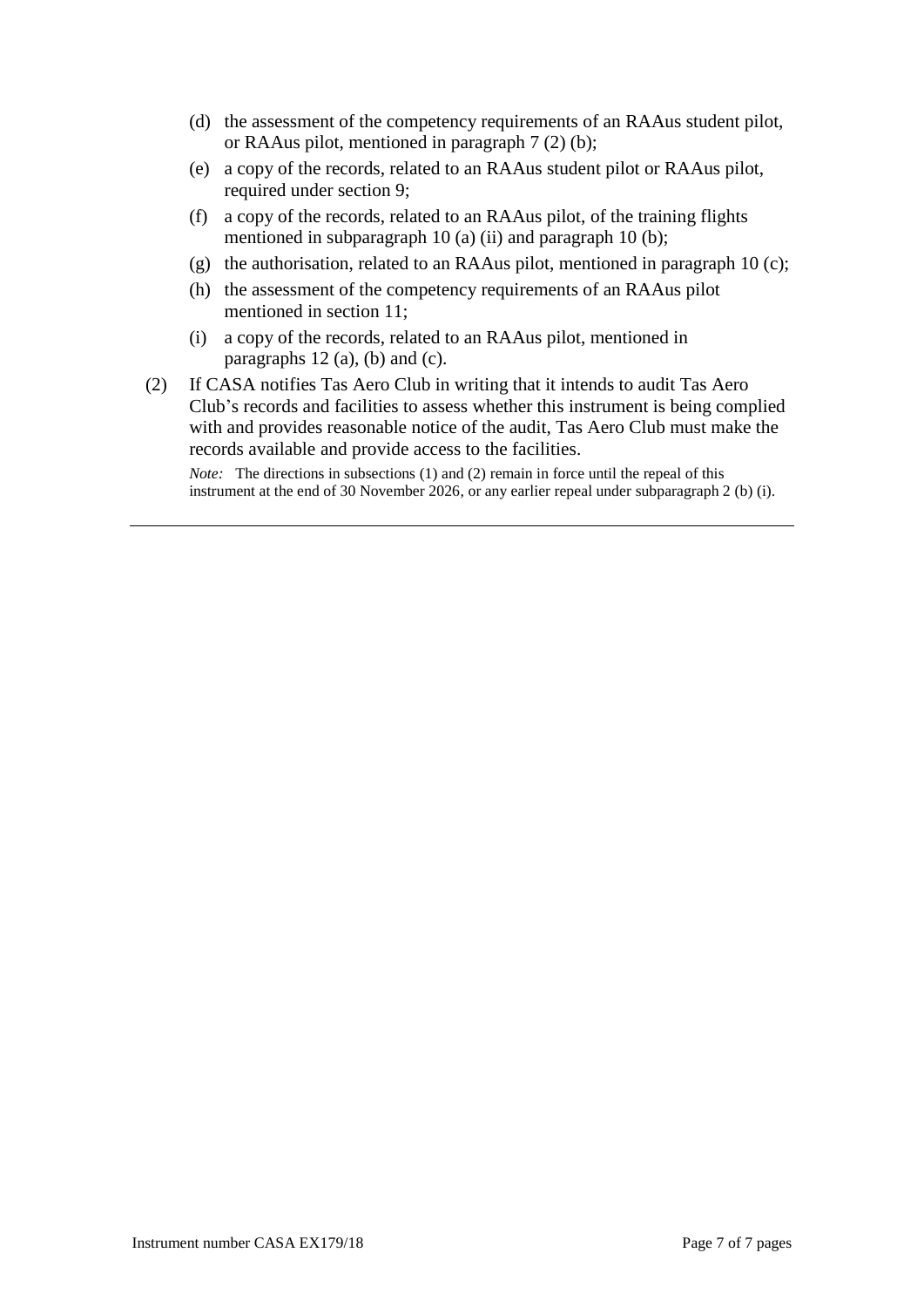(d) the assessment of the competency requirements of an RAAus student pilot, or RAAus pilot, mentioned in paragraph 7 (2) (b);

(e) a copy of the records, related to an RAAus student pilot or RAAus pilot, required under section 9;

(f) a copy of the records, related to an RAAus pilot, of the training flights mentioned in subparagraph 10 (a) (ii) and paragraph 10 (b);

(g) the authorisation, related to an RAAus pilot, mentioned in paragraph 10 (c);

(h) the assessment of the competency requirements of an RAAus pilot mentioned in section 11;

(i) a copy of the records, related to an RAAus pilot, mentioned in paragraphs 12 (a), (b) and (c).

(2) If CASA notifies Tas Aero Club in writing that it intends to audit Tas Aero Club's records and facilities to assess whether this instrument is being complied with and provides reasonable notice of the audit, Tas Aero Club must make the records available and provide access to the facilities.

*Note:* The directions in subsections (1) and (2) remain in force until the repeal of this instrument at the end of 30 November 2026, or any earlier repeal under subparagraph 2 (b) (i).